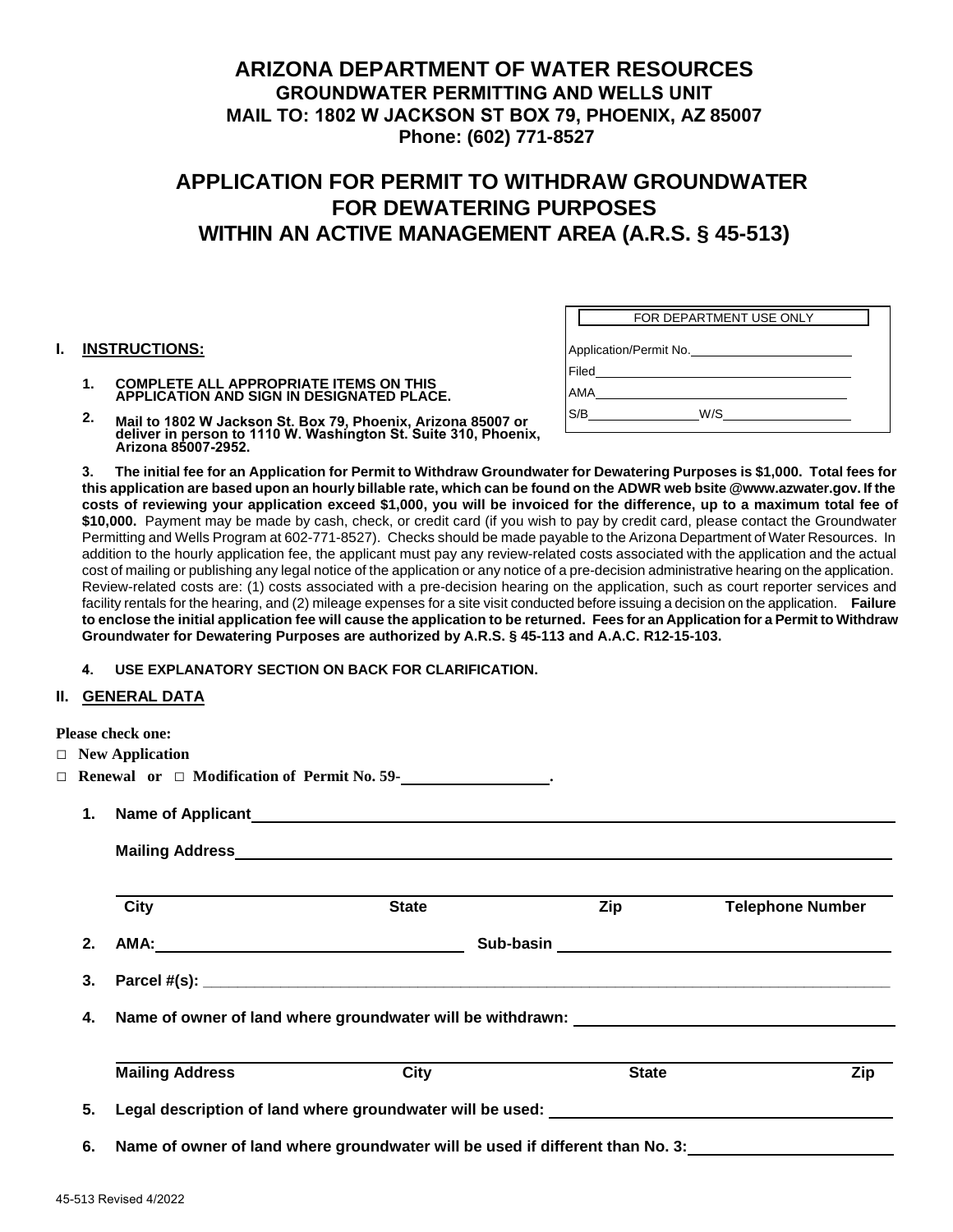# ARIZONA DEPARTMENT OF WATER RESOURCES

**GROUNDWATER PERMITTING AND WELLS UNIT**
**MAIL TO: 1802 W JACKSON ST BOX 79, PHOENIX, AZ 85007**
**Phone: (602) 771-8527**

# APPLICATION FOR PERMIT TO WITHDRAW GROUNDWATER FOR DEWATERING PURPOSES WITHIN AN ACTIVE MANAGEMENT AREA (A.R.S. § 45-513)

| FOR DEPARTMENT USE ONLY |
|---|
| Application/Permit No.\_\_\_\_\_\_\_\_\_\_ |
| Filed\_\_\_\_\_\_\_\_\_\_ |
| AMA\_\_\_\_\_\_\_\_\_\_ |
| S/B\_\_\_\_\_\_\_\_ W/S\_\_\_\_\_\_\_\_ |

## I. INSTRUCTIONS:

1. **COMPLETE ALL APPROPRIATE ITEMS ON THIS APPLICATION AND SIGN IN DESIGNATED PLACE.**
2. **Mail to 1802 W Jackson St. Box 79, Phoenix, Arizona 85007 or deliver in person to 1110 W. Washington St. Suite 310, Phoenix, Arizona 85007-2952.**
3. **The initial fee for an Application for Permit to Withdraw Groundwater for Dewatering Purposes is $1,000. Total fees for this application are based upon an hourly billable rate, which can be found on the ADWR web bsite @www.azwater.gov. If the costs of reviewing your application exceed $1,000, you will be invoiced for the difference, up to a maximum total fee of $10,000.** Payment may be made by cash, check, or credit card (if you wish to pay by credit card, please contact the Groundwater Permitting and Wells Program at 602-771-8527). Checks should be made payable to the Arizona Department of Water Resources. In addition to the hourly application fee, the applicant must pay any review-related costs associated with the application and the actual cost of mailing or publishing any legal notice of the application or any notice of a pre-decision administrative hearing on the application. Review-related costs are: (1) costs associated with a pre-decision hearing on the application, such as court reporter services and facility rentals for the hearing, and (2) mileage expenses for a site visit conducted before issuing a decision on the application. **Failure to enclose the initial application fee will cause the application to be returned. Fees for an Application for a Permit to Withdraw Groundwater for Dewatering Purposes are authorized by A.R.S. § 45-113 and A.A.C. R12-15-103.**
4. **USE EXPLANATORY SECTION ON BACK FOR CLARIFICATION.**

## II. GENERAL DATA

**Please check one:**

□ **New Application**

□ **Renewal or** □ **Modification of Permit No. 59-\_\_\_\_\_\_\_\_\_\_.**

1. **Name of Applicant**\_\_\_\_\_\_\_\_\_\_

   **Mailing Address**\_\_\_\_\_\_\_\_\_\_

   \_\_\_\_\_\_\_\_\_\_
   **City** **State** **Zip** **Telephone Number**

2. **AMA:**\_\_\_\_\_\_\_\_\_\_ **Sub-basin** \_\_\_\_\_\_\_\_\_\_

3. **Parcel #(s):** \_\_\_\_\_\_\_\_\_\_

4. **Name of owner of land where groundwater will be withdrawn:** \_\_\_\_\_\_\_\_\_\_

   \_\_\_\_\_\_\_\_\_\_
   **Mailing Address** **City** **State** **Zip**

5. **Legal description of land where groundwater will be used:** \_\_\_\_\_\_\_\_\_\_

6. **Name of owner of land where groundwater will be used if different than No. 3:**\_\_\_\_\_\_\_\_\_\_

45-513 Revised 4/2022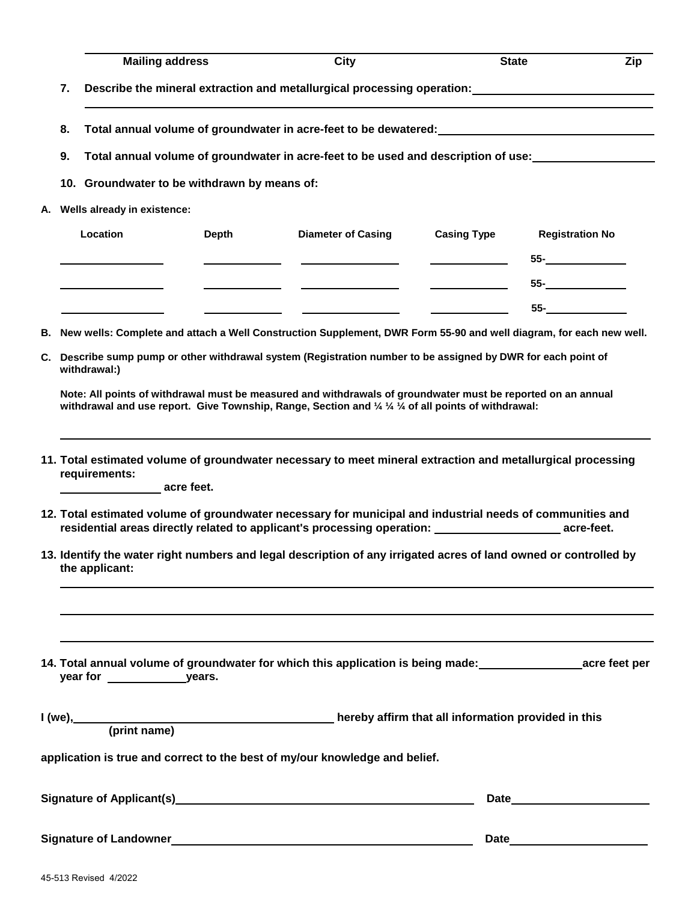| Mailing address | City | State | Zip |
|---|---|---|---|

**7. Describe the mineral extraction and metallurgical processing operation:** ______________________________

______________________________________________________________________

**8. Total annual volume of groundwater in acre-feet to be dewatered:** ______________________________

**9. Total annual volume of groundwater in acre-feet to be used and description of use:** ____________________

**10. Groundwater to be withdrawn by means of:**

**A. Wells already in existence:**

| Location | Depth | Diameter of Casing | Casing Type | Registration No |
|---|---|---|---|---|
| | | | | 55- |
| | | | | 55- |
| | | | | 55- |

**B. New wells: Complete and attach a Well Construction Supplement, DWR Form 55-90 and well diagram, for each new well.**

**C. Describe sump pump or other withdrawal system (Registration number to be assigned by DWR for each point of withdrawal:)**

**Note: All points of withdrawal must be measured and withdrawals of groundwater must be reported on an annual withdrawal and use report. Give Township, Range, Section and ¼ ¼ ¼ of all points of withdrawal:**

______________________________________________________________________

**11. Total estimated volume of groundwater necessary to meet mineral extraction and metallurgical processing requirements:**

________________ **acre feet.**

**12. Total estimated volume of groundwater necessary for municipal and industrial needs of communities and residential areas directly related to applicant's processing operation:** ____________________ **acre-feet.**

**13. Identify the water right numbers and legal description of any irrigated acres of land owned or controlled by the applicant:**

______________________________________________________________________

______________________________________________________________________

______________________________________________________________________

**14. Total annual volume of groundwater for which this application is being made:** ________________ **acre feet per year for** ____________ **years.**

**I (we),** ________________________________________ **hereby affirm that all information provided in this**
**(print name)**

**application is true and correct to the best of my/our knowledge and belief.**

**Signature of Applicant(s)** ________________________________________ **Date** ____________________

**Signature of Landowner** ________________________________________ **Date** ____________________

45-513 Revised 4/2022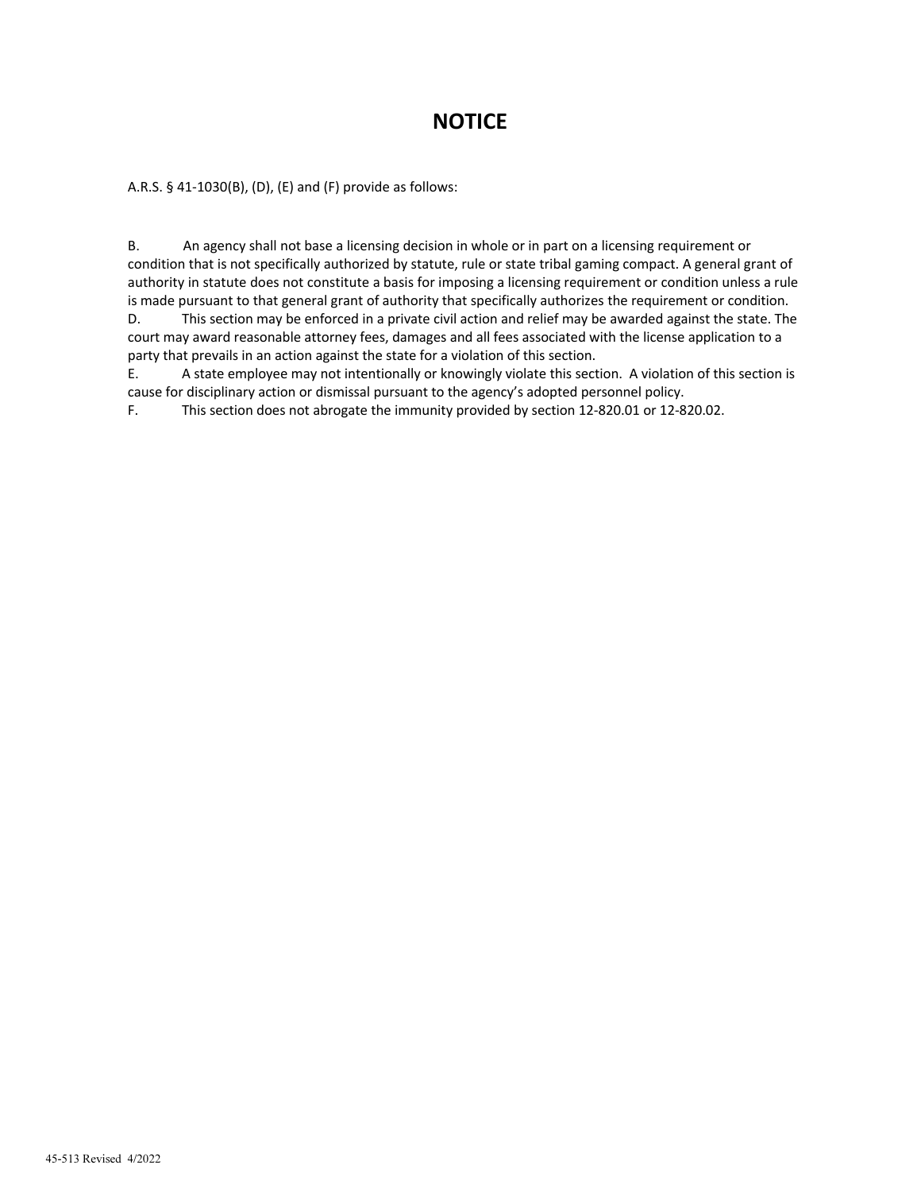# NOTICE

A.R.S. § 41-1030(B), (D), (E) and (F) provide as follows:

B. An agency shall not base a licensing decision in whole or in part on a licensing requirement or condition that is not specifically authorized by statute, rule or state tribal gaming compact. A general grant of authority in statute does not constitute a basis for imposing a licensing requirement or condition unless a rule is made pursuant to that general grant of authority that specifically authorizes the requirement or condition.

D. This section may be enforced in a private civil action and relief may be awarded against the state. The court may award reasonable attorney fees, damages and all fees associated with the license application to a party that prevails in an action against the state for a violation of this section.

E. A state employee may not intentionally or knowingly violate this section. A violation of this section is cause for disciplinary action or dismissal pursuant to the agency's adopted personnel policy.

F. This section does not abrogate the immunity provided by section 12-820.01 or 12-820.02.

45-513 Revised 4/2022